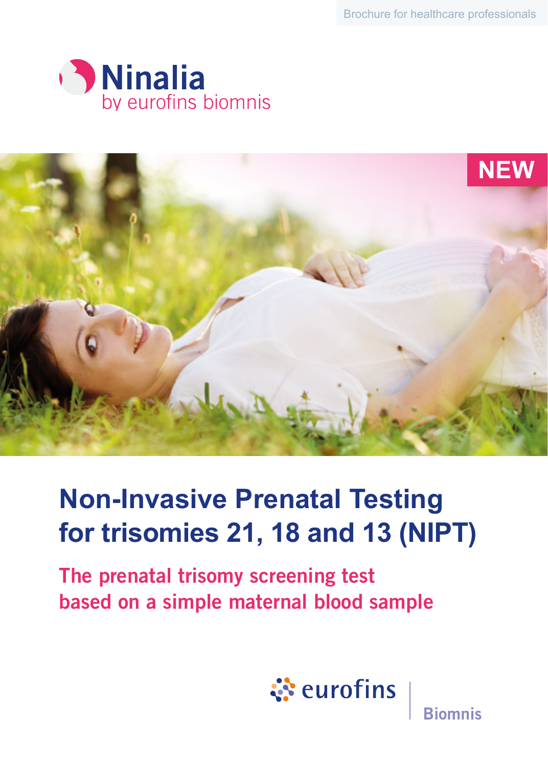Brochure for healthcare professionals

Ninalia
by eurofins biomnis

NEW

# Non-Invasive Prenatal Testing for trisomies 21, 18 and 13 (NIPT)

## The prenatal trisomy screening test based on a simple maternal blood sample

eurofins | Biomnis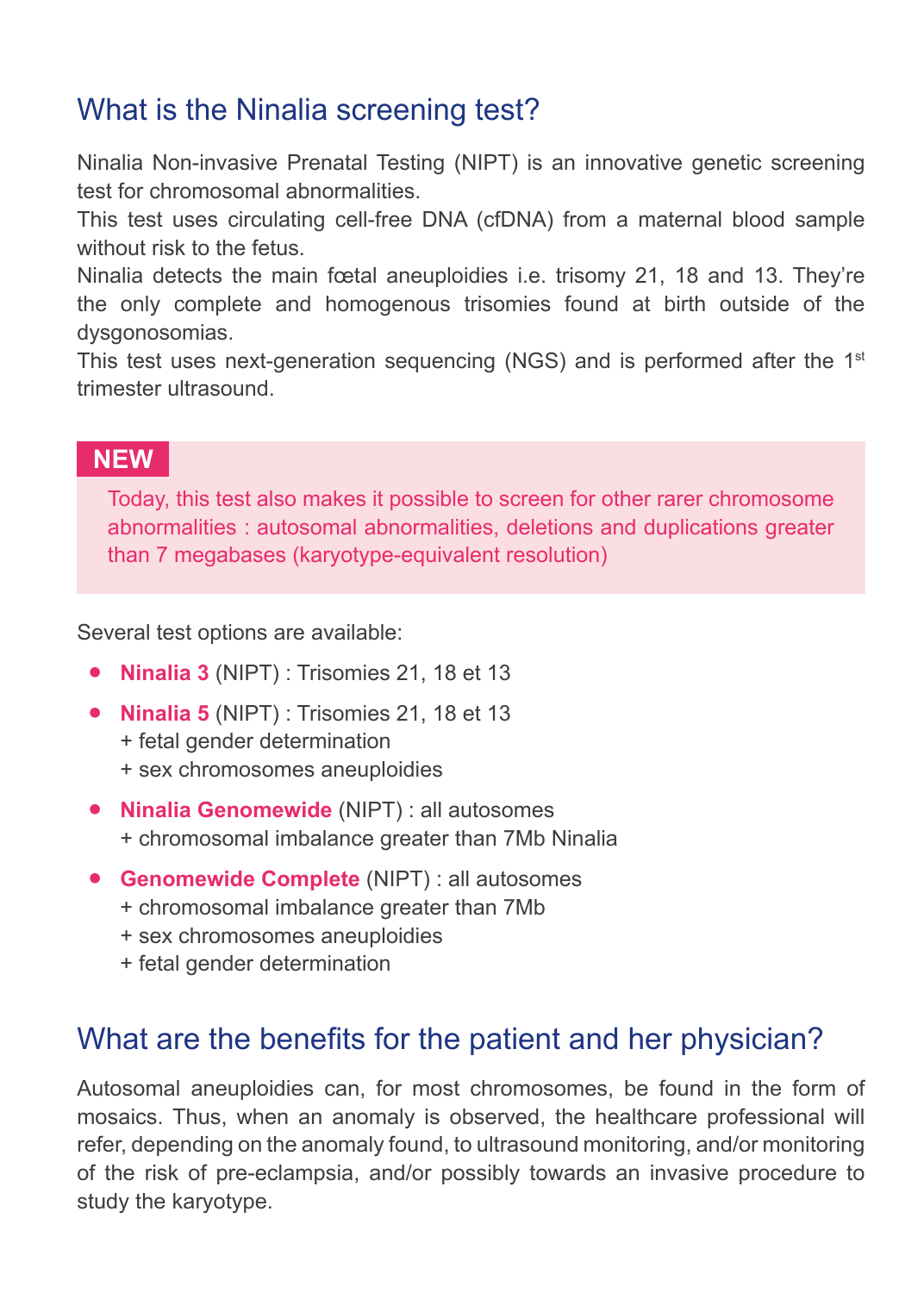## What is the Ninalia screening test?

Ninalia Non-invasive Prenatal Testing (NIPT) is an innovative genetic screening test for chromosomal abnormalities.

This test uses circulating cell-free DNA (cfDNA) from a maternal blood sample without risk to the fetus.

Ninalia detects the main fœtal aneuploidies i.e. trisomy 21, 18 and 13. They're the only complete and homogenous trisomies found at birth outside of the dysgonosomias.

This test uses next-generation sequencing (NGS) and is performed after the 1st trimester ultrasound.

**NEW**

Today, this test also makes it possible to screen for other rarer chromosome abnormalities : autosomal abnormalities, deletions and duplications greater than 7 megabases (karyotype-equivalent resolution)

Several test options are available:

- **Ninalia 3** (NIPT) : Trisomies 21, 18 et 13
- **Ninalia 5** (NIPT) : Trisomies 21, 18 et 13
  + fetal gender determination
  + sex chromosomes aneuploidies
- **Ninalia Genomewide** (NIPT) : all autosomes
  + chromosomal imbalance greater than 7Mb Ninalia
- **Genomewide Complete** (NIPT) : all autosomes
  + chromosomal imbalance greater than 7Mb
  + sex chromosomes aneuploidies
  + fetal gender determination

## What are the benefits for the patient and her physician?

Autosomal aneuploidies can, for most chromosomes, be found in the form of mosaics. Thus, when an anomaly is observed, the healthcare professional will refer, depending on the anomaly found, to ultrasound monitoring, and/or monitoring of the risk of pre-eclampsia, and/or possibly towards an invasive procedure to study the karyotype.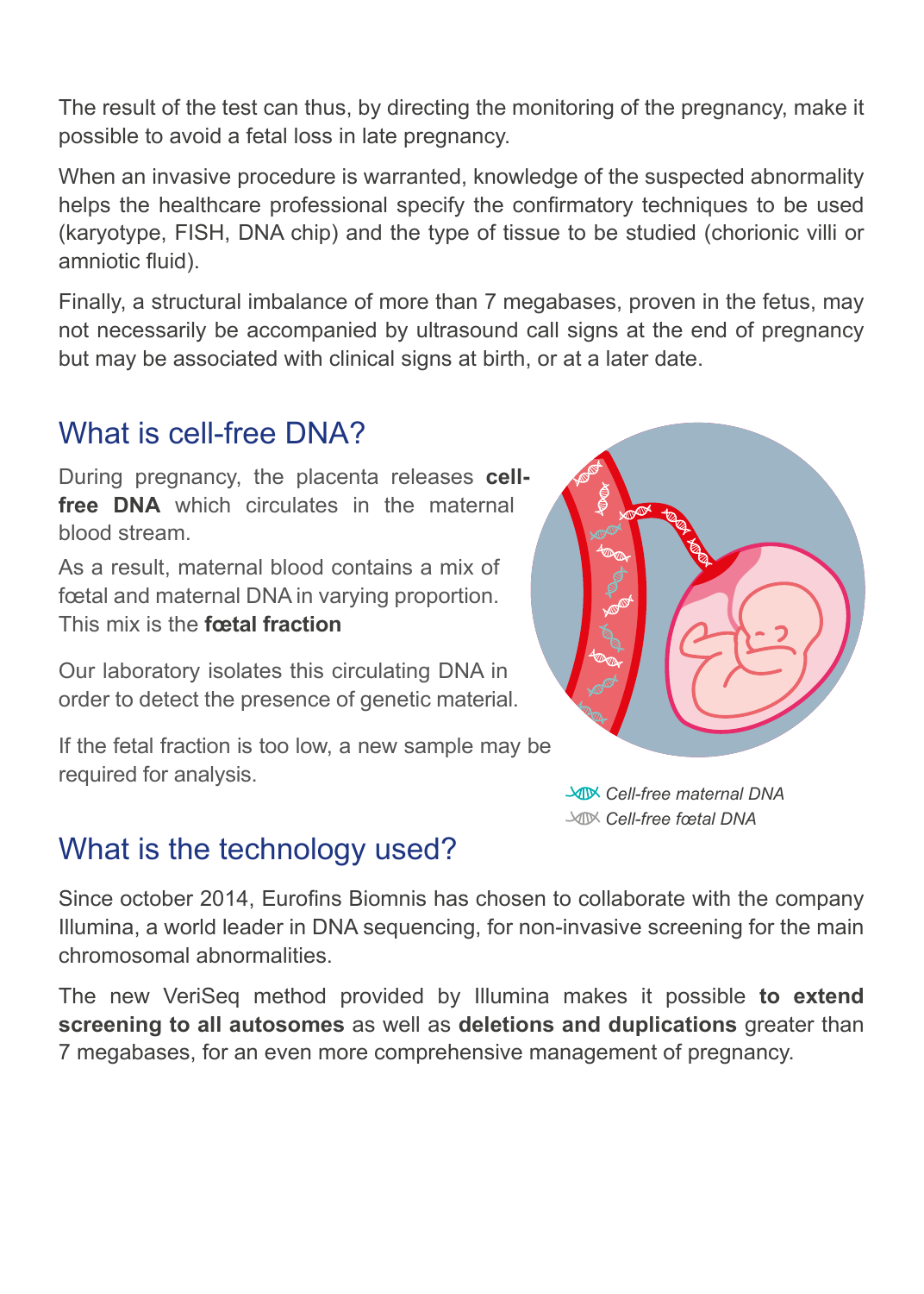The result of the test can thus, by directing the monitoring of the pregnancy, make it possible to avoid a fetal loss in late pregnancy.

When an invasive procedure is warranted, knowledge of the suspected abnormality helps the healthcare professional specify the confirmatory techniques to be used (karyotype, FISH, DNA chip) and the type of tissue to be studied (chorionic villi or amniotic fluid).

Finally, a structural imbalance of more than 7 megabases, proven in the fetus, may not necessarily be accompanied by ultrasound call signs at the end of pregnancy but may be associated with clinical signs at birth, or at a later date.

## What is cell-free DNA?

During pregnancy, the placenta releases **cell-free DNA** which circulates in the maternal blood stream.

As a result, maternal blood contains a mix of fœtal and maternal DNA in varying proportion. This mix is the **fœtal fraction**

Our laboratory isolates this circulating DNA in order to detect the presence of genetic material.

If the fetal fraction is too low, a new sample may be required for analysis.

*Cell-free maternal DNA*
*Cell-free fœtal DNA*

## What is the technology used?

Since october 2014, Eurofins Biomnis has chosen to collaborate with the company Illumina, a world leader in DNA sequencing, for non-invasive screening for the main chromosomal abnormalities.

The new VeriSeq method provided by Illumina makes it possible **to extend screening to all autosomes** as well as **deletions and duplications** greater than 7 megabases, for an even more comprehensive management of pregnancy.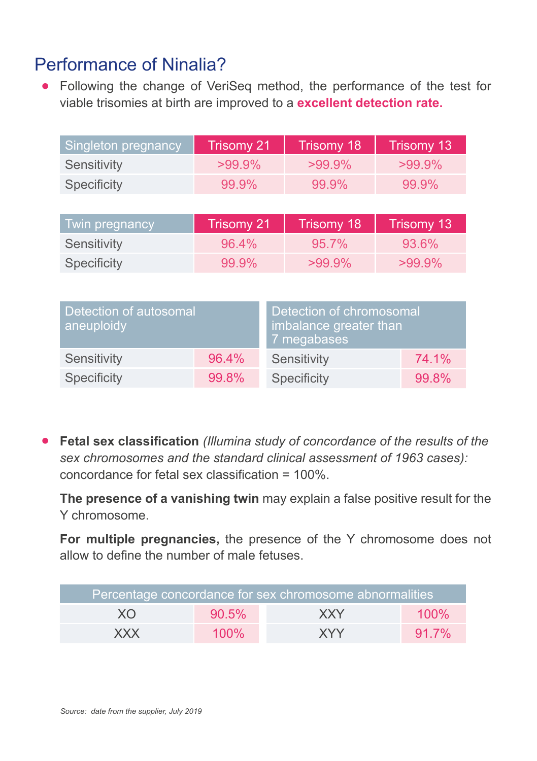## Performance of Ninalia?

- Following the change of VeriSeq method, the performance of the test for viable trisomies at birth are improved to a **excellent detection rate.**

| Singleton pregnancy | Trisomy 21 | Trisomy 18 | Trisomy 13 |
|---|---|---|---|
| Sensitivity | >99.9% | >99.9% | >99.9% |
| Specificity | 99.9% | 99.9% | 99.9% |

| Twin pregnancy | Trisomy 21 | Trisomy 18 | Trisomy 13 |
|---|---|---|---|
| Sensitivity | 96.4% | 95.7% | 93.6% |
| Specificity | 99.9% | >99.9% | >99.9% |

| Detection of autosomal aneuploidy | |
|---|---|
| Sensitivity | 96.4% |
| Specificity | 99.8% |

| Detection of chromosomal imbalance greater than 7 megabases | |
|---|---|
| Sensitivity | 74.1% |
| Specificity | 99.8% |

- **Fetal sex classification** *(Illumina study of concordance of the results of the sex chromosomes and the standard clinical assessment of 1963 cases):* concordance for fetal sex classification = 100%.

  **The presence of a vanishing twin** may explain a false positive result for the Y chromosome.

  **For multiple pregnancies,** the presence of the Y chromosome does not allow to define the number of male fetuses.

| Percentage concordance for sex chromosome abnormalities | | | |
|---|---|---|---|
| XO | 90.5% | XXY | 100% |
| XXX | 100% | XYY | 91.7% |

*Source: date from the supplier, July 2019*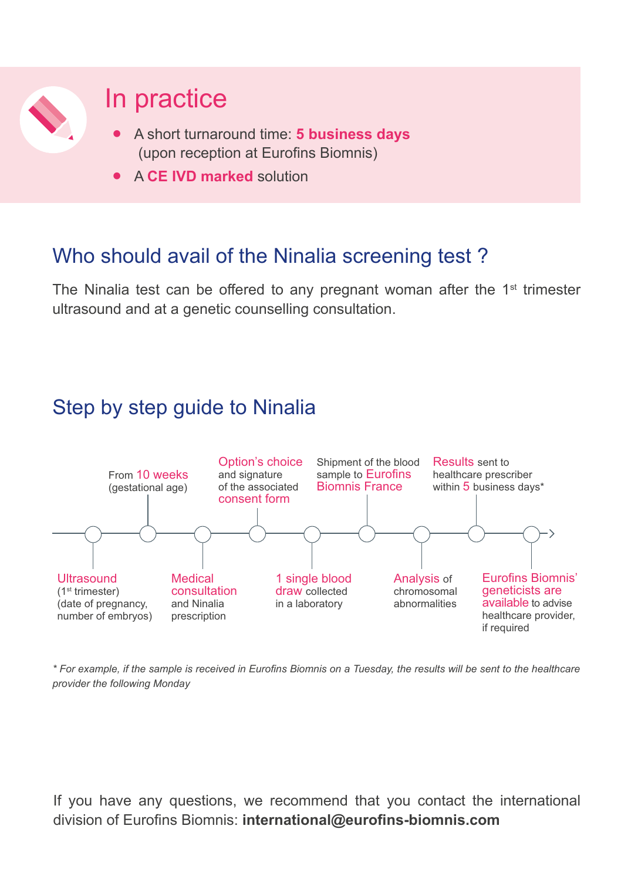## In practice

- A short turnaround time: **5 business days** (upon reception at Eurofins Biomnis)
- A **CE IVD marked** solution

## Who should avail of the Ninalia screening test ?

The Ninalia test can be offered to any pregnant woman after the 1st trimester ultrasound and at a genetic counselling consultation.

## Step by step guide to Ninalia

1. **Ultrasound** (1st trimester) (date of pregnancy, number of embryos)
2. From **10 weeks** (gestational age)
3. **Medical consultation** and Ninalia prescription
4. **Option's choice** and signature of the associated **consent form**
5. **1 single blood draw** collected in a laboratory
6. Shipment of the blood sample to **Eurofins Biomnis France**
7. **Analysis** of chromosomal abnormalities
8. **Results** sent to healthcare prescriber within **5** business days*
9. **Eurofins Biomnis' geneticists are available** to advise healthcare provider, if required

*\* For example, if the sample is received in Eurofins Biomnis on a Tuesday, the results will be sent to the healthcare provider the following Monday*

If you have any questions, we recommend that you contact the international division of Eurofins Biomnis: **international@eurofins-biomnis.com**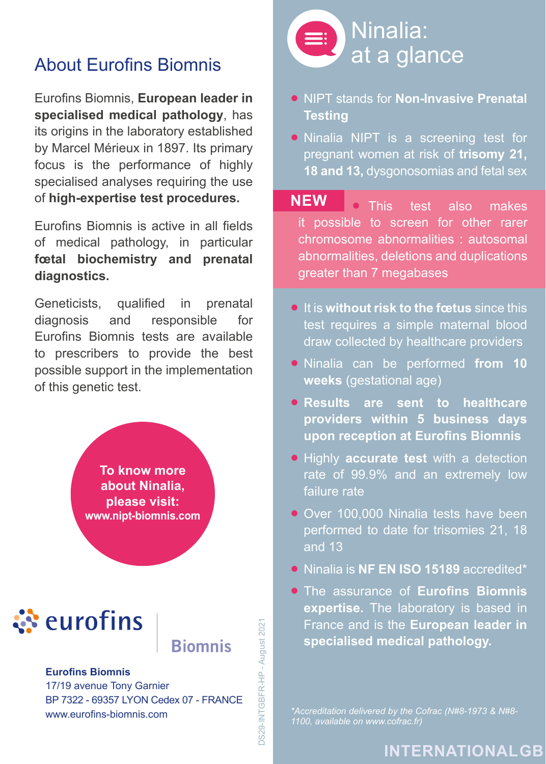## About Eurofins Biomnis

Eurofins Biomnis, **European leader in specialised medical pathology**, has its origins in the laboratory established by Marcel Mérieux in 1897. Its primary focus is the performance of highly specialised analyses requiring the use of **high-expertise test procedures.**

Eurofins Biomnis is active in all fields of medical pathology, in particular **fœtal biochemistry and prenatal diagnostics.**

Geneticists, qualified in prenatal diagnosis and responsible for Eurofins Biomnis tests are available to prescribers to provide the best possible support in the implementation of this genetic test.

**To know more about Ninalia, please visit: www.nipt-biomnis.com**

eurofins Biomnis

**Eurofins Biomnis**
17/19 avenue Tony Garnier
BP 7322 - 69357 LYON Cedex 07 - FRANCE
www.eurofins-biomnis.com

DS29-INTGBFR-HP - August 2021

## Ninalia: at a glance

- NIPT stands for **Non-Invasive Prenatal Testing**
- Ninalia NIPT is a screening test for pregnant women at risk of **trisomy 21, 18 and 13,** dysgonosomias and fetal sex

**NEW**

- This test also makes it possible to screen for other rarer chromosome abnormalities : autosomal abnormalities, deletions and duplications greater than 7 megabases

- It is **without risk to the fœtus** since this test requires a simple maternal blood draw collected by healthcare providers
- Ninalia can be performed **from 10 weeks** (gestational age)
- **Results are sent to healthcare providers within 5 business days upon reception at Eurofins Biomnis**
- Highly **accurate test** with a detection rate of 99.9% and an extremely low failure rate
- Over 100,000 Ninalia tests have been performed to date for trisomies 21, 18 and 13
- Ninalia is **NF EN ISO 15189** accredited*
- The assurance of **Eurofins Biomnis expertise.** The laboratory is based in France and is the **European leader in specialised medical pathology.**

*\*Accreditation delivered by the Cofrac (N#8-1973 & N#8-1100, available on www.cofrac.fr)*

INTERNATIONAL GB